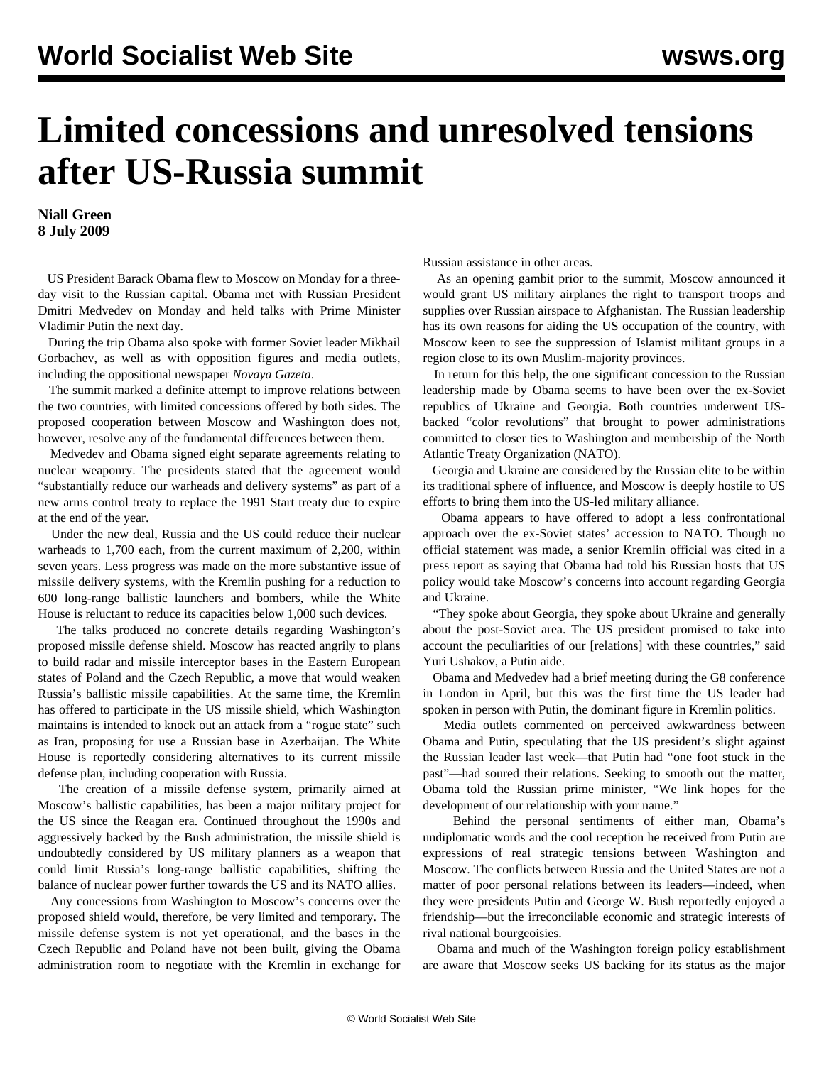# Limited concessions and unresolved tensions after US-Russia summit

**Niall Green**
**8 July 2009**

US President Barack Obama flew to Moscow on Monday for a three-day visit to the Russian capital. Obama met with Russian President Dmitri Medvedev on Monday and held talks with Prime Minister Vladimir Putin the next day.

During the trip Obama also spoke with former Soviet leader Mikhail Gorbachev, as well as with opposition figures and media outlets, including the oppositional newspaper *Novaya Gazeta*.

The summit marked a definite attempt to improve relations between the two countries, with limited concessions offered by both sides. The proposed cooperation between Moscow and Washington does not, however, resolve any of the fundamental differences between them.

Medvedev and Obama signed eight separate agreements relating to nuclear weaponry. The presidents stated that the agreement would "substantially reduce our warheads and delivery systems" as part of a new arms control treaty to replace the 1991 Start treaty due to expire at the end of the year.

Under the new deal, Russia and the US could reduce their nuclear warheads to 1,700 each, from the current maximum of 2,200, within seven years. Less progress was made on the more substantive issue of missile delivery systems, with the Kremlin pushing for a reduction to 600 long-range ballistic launchers and bombers, while the White House is reluctant to reduce its capacities below 1,000 such devices.

The talks produced no concrete details regarding Washington's proposed missile defense shield. Moscow has reacted angrily to plans to build radar and missile interceptor bases in the Eastern European states of Poland and the Czech Republic, a move that would weaken Russia's ballistic missile capabilities. At the same time, the Kremlin has offered to participate in the US missile shield, which Washington maintains is intended to knock out an attack from a "rogue state" such as Iran, proposing for use a Russian base in Azerbaijan. The White House is reportedly considering alternatives to its current missile defense plan, including cooperation with Russia.

The creation of a missile defense system, primarily aimed at Moscow's ballistic capabilities, has been a major military project for the US since the Reagan era. Continued throughout the 1990s and aggressively backed by the Bush administration, the missile shield is undoubtedly considered by US military planners as a weapon that could limit Russia's long-range ballistic capabilities, shifting the balance of nuclear power further towards the US and its NATO allies.

Any concessions from Washington to Moscow's concerns over the proposed shield would, therefore, be very limited and temporary. The missile defense system is not yet operational, and the bases in the Czech Republic and Poland have not been built, giving the Obama administration room to negotiate with the Kremlin in exchange for Russian assistance in other areas.

As an opening gambit prior to the summit, Moscow announced it would grant US military airplanes the right to transport troops and supplies over Russian airspace to Afghanistan. The Russian leadership has its own reasons for aiding the US occupation of the country, with Moscow keen to see the suppression of Islamist militant groups in a region close to its own Muslim-majority provinces.

In return for this help, the one significant concession to the Russian leadership made by Obama seems to have been over the ex-Soviet republics of Ukraine and Georgia. Both countries underwent US-backed "color revolutions" that brought to power administrations committed to closer ties to Washington and membership of the North Atlantic Treaty Organization (NATO).

Georgia and Ukraine are considered by the Russian elite to be within its traditional sphere of influence, and Moscow is deeply hostile to US efforts to bring them into the US-led military alliance.

Obama appears to have offered to adopt a less confrontational approach over the ex-Soviet states' accession to NATO. Though no official statement was made, a senior Kremlin official was cited in a press report as saying that Obama had told his Russian hosts that US policy would take Moscow's concerns into account regarding Georgia and Ukraine.

"They spoke about Georgia, they spoke about Ukraine and generally about the post-Soviet area. The US president promised to take into account the peculiarities of our [relations] with these countries," said Yuri Ushakov, a Putin aide.

Obama and Medvedev had a brief meeting during the G8 conference in London in April, but this was the first time the US leader had spoken in person with Putin, the dominant figure in Kremlin politics.

Media outlets commented on perceived awkwardness between Obama and Putin, speculating that the US president's slight against the Russian leader last week—that Putin had "one foot stuck in the past"—had soured their relations. Seeking to smooth out the matter, Obama told the Russian prime minister, "We link hopes for the development of our relationship with your name."

Behind the personal sentiments of either man, Obama's undiplomatic words and the cool reception he received from Putin are expressions of real strategic tensions between Washington and Moscow. The conflicts between Russia and the United States are not a matter of poor personal relations between its leaders—indeed, when they were presidents Putin and George W. Bush reportedly enjoyed a friendship—but the irreconcilable economic and strategic interests of rival national bourgeoisies.

Obama and much of the Washington foreign policy establishment are aware that Moscow seeks US backing for its status as the major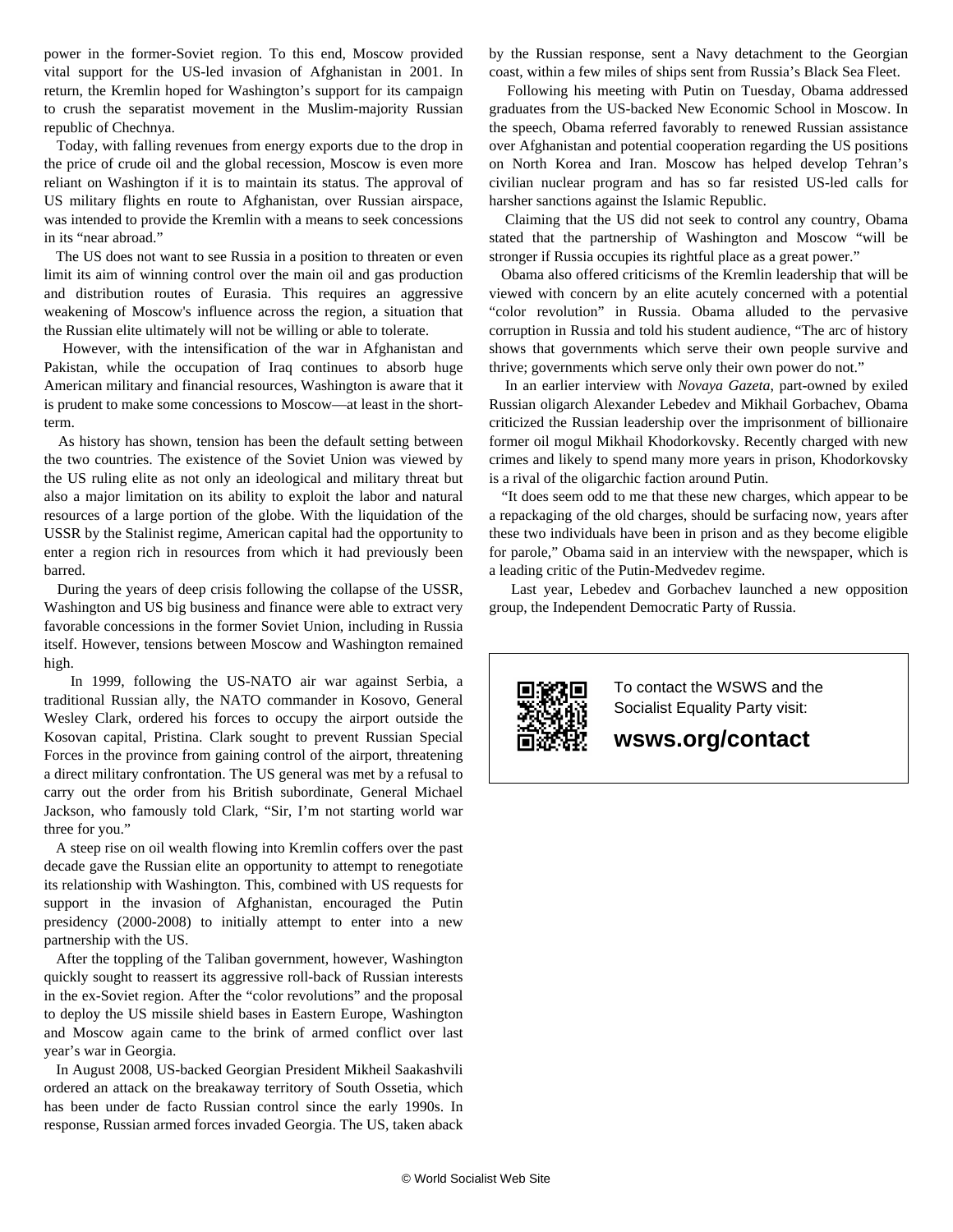power in the former-Soviet region. To this end, Moscow provided vital support for the US-led invasion of Afghanistan in 2001. In return, the Kremlin hoped for Washington's support for its campaign to crush the separatist movement in the Muslim-majority Russian republic of Chechnya.

Today, with falling revenues from energy exports due to the drop in the price of crude oil and the global recession, Moscow is even more reliant on Washington if it is to maintain its status. The approval of US military flights en route to Afghanistan, over Russian airspace, was intended to provide the Kremlin with a means to seek concessions in its "near abroad."

The US does not want to see Russia in a position to threaten or even limit its aim of winning control over the main oil and gas production and distribution routes of Eurasia. This requires an aggressive weakening of Moscow's influence across the region, a situation that the Russian elite ultimately will not be willing or able to tolerate.

However, with the intensification of the war in Afghanistan and Pakistan, while the occupation of Iraq continues to absorb huge American military and financial resources, Washington is aware that it is prudent to make some concessions to Moscow—at least in the short-term.

As history has shown, tension has been the default setting between the two countries. The existence of the Soviet Union was viewed by the US ruling elite as not only an ideological and military threat but also a major limitation on its ability to exploit the labor and natural resources of a large portion of the globe. With the liquidation of the USSR by the Stalinist regime, American capital had the opportunity to enter a region rich in resources from which it had previously been barred.

During the years of deep crisis following the collapse of the USSR, Washington and US big business and finance were able to extract very favorable concessions in the former Soviet Union, including in Russia itself. However, tensions between Moscow and Washington remained high.

In 1999, following the US-NATO air war against Serbia, a traditional Russian ally, the NATO commander in Kosovo, General Wesley Clark, ordered his forces to occupy the airport outside the Kosovan capital, Pristina. Clark sought to prevent Russian Special Forces in the province from gaining control of the airport, threatening a direct military confrontation. The US general was met by a refusal to carry out the order from his British subordinate, General Michael Jackson, who famously told Clark, "Sir, I'm not starting world war three for you."

A steep rise on oil wealth flowing into Kremlin coffers over the past decade gave the Russian elite an opportunity to attempt to renegotiate its relationship with Washington. This, combined with US requests for support in the invasion of Afghanistan, encouraged the Putin presidency (2000-2008) to initially attempt to enter into a new partnership with the US.

After the toppling of the Taliban government, however, Washington quickly sought to reassert its aggressive roll-back of Russian interests in the ex-Soviet region. After the "color revolutions" and the proposal to deploy the US missile shield bases in Eastern Europe, Washington and Moscow again came to the brink of armed conflict over last year's war in Georgia.

In August 2008, US-backed Georgian President Mikheil Saakashvili ordered an attack on the breakaway territory of South Ossetia, which has been under de facto Russian control since the early 1990s. In response, Russian armed forces invaded Georgia. The US, taken aback by the Russian response, sent a Navy detachment to the Georgian coast, within a few miles of ships sent from Russia's Black Sea Fleet.

Following his meeting with Putin on Tuesday, Obama addressed graduates from the US-backed New Economic School in Moscow. In the speech, Obama referred favorably to renewed Russian assistance over Afghanistan and potential cooperation regarding the US positions on North Korea and Iran. Moscow has helped develop Tehran's civilian nuclear program and has so far resisted US-led calls for harsher sanctions against the Islamic Republic.

Claiming that the US did not seek to control any country, Obama stated that the partnership of Washington and Moscow "will be stronger if Russia occupies its rightful place as a great power."

Obama also offered criticisms of the Kremlin leadership that will be viewed with concern by an elite acutely concerned with a potential "color revolution" in Russia. Obama alluded to the pervasive corruption in Russia and told his student audience, "The arc of history shows that governments which serve their own people survive and thrive; governments which serve only their own power do not."

In an earlier interview with *Novaya Gazeta*, part-owned by exiled Russian oligarch Alexander Lebedev and Mikhail Gorbachev, Obama criticized the Russian leadership over the imprisonment of billionaire former oil mogul Mikhail Khodorkovsky. Recently charged with new crimes and likely to spend many more years in prison, Khodorkovsky is a rival of the oligarchic faction around Putin.

"It does seem odd to me that these new charges, which appear to be a repackaging of the old charges, should be surfacing now, years after these two individuals have been in prison and as they become eligible for parole," Obama said in an interview with the newspaper, which is a leading critic of the Putin-Medvedev regime.

Last year, Lebedev and Gorbachev launched a new opposition group, the Independent Democratic Party of Russia.

To contact the WSWS and the Socialist Equality Party visit:

**wsws.org/contact**